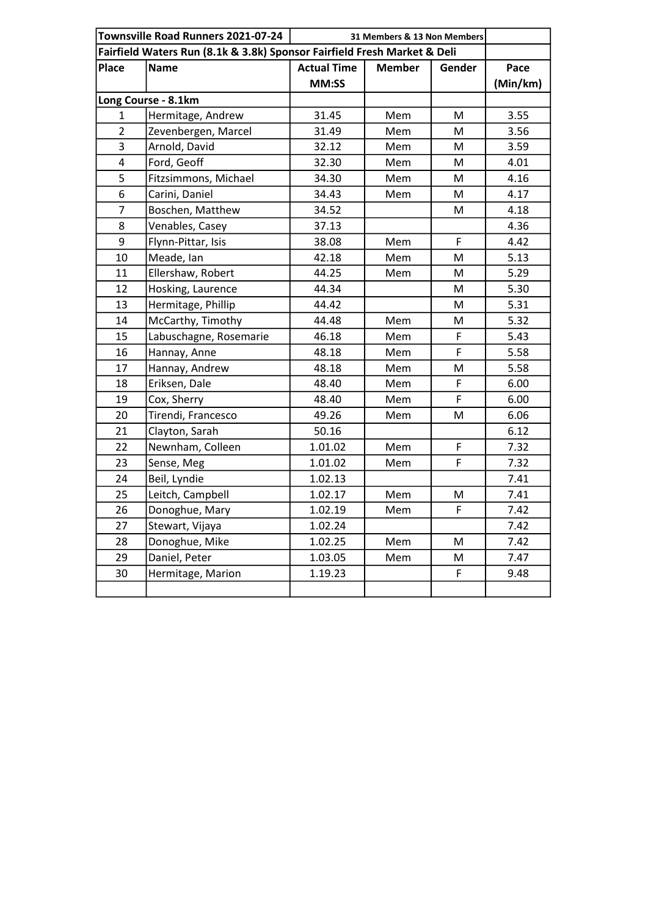| Townsville Road Runners 2021-07-24 | | 31 Members & 13 Non Members | | | |
|---|---|---|---|---|---|
| Fairfield Waters Run (8.1k & 3.8k) Sponsor Fairfield Fresh Market & Deli | | | | | |
| Place | Name | Actual Time MM:SS | Member | Gender | Pace (Min/km) |
| Long Course - 8.1km | | | | | |
| 1 | Hermitage, Andrew | 31.45 | Mem | M | 3.55 |
| 2 | Zevenbergen, Marcel | 31.49 | Mem | M | 3.56 |
| 3 | Arnold, David | 32.12 | Mem | M | 3.59 |
| 4 | Ford, Geoff | 32.30 | Mem | M | 4.01 |
| 5 | Fitzsimmons, Michael | 34.30 | Mem | M | 4.16 |
| 6 | Carini, Daniel | 34.43 | Mem | M | 4.17 |
| 7 | Boschen, Matthew | 34.52 | | M | 4.18 |
| 8 | Venables, Casey | 37.13 | | | 4.36 |
| 9 | Flynn-Pittar, Isis | 38.08 | Mem | F | 4.42 |
| 10 | Meade, Ian | 42.18 | Mem | M | 5.13 |
| 11 | Ellershaw, Robert | 44.25 | Mem | M | 5.29 |
| 12 | Hosking, Laurence | 44.34 | | M | 5.30 |
| 13 | Hermitage, Phillip | 44.42 | | M | 5.31 |
| 14 | McCarthy, Timothy | 44.48 | Mem | M | 5.32 |
| 15 | Labuschagne, Rosemarie | 46.18 | Mem | F | 5.43 |
| 16 | Hannay, Anne | 48.18 | Mem | F | 5.58 |
| 17 | Hannay, Andrew | 48.18 | Mem | M | 5.58 |
| 18 | Eriksen, Dale | 48.40 | Mem | F | 6.00 |
| 19 | Cox, Sherry | 48.40 | Mem | F | 6.00 |
| 20 | Tirendi, Francesco | 49.26 | Mem | M | 6.06 |
| 21 | Clayton, Sarah | 50.16 | | | 6.12 |
| 22 | Newnham, Colleen | 1.01.02 | Mem | F | 7.32 |
| 23 | Sense, Meg | 1.01.02 | Mem | F | 7.32 |
| 24 | Beil, Lyndie | 1.02.13 | | | 7.41 |
| 25 | Leitch, Campbell | 1.02.17 | Mem | M | 7.41 |
| 26 | Donoghue, Mary | 1.02.19 | Mem | F | 7.42 |
| 27 | Stewart, Vijaya | 1.02.24 | | | 7.42 |
| 28 | Donoghue, Mike | 1.02.25 | Mem | M | 7.42 |
| 29 | Daniel, Peter | 1.03.05 | Mem | M | 7.47 |
| 30 | Hermitage, Marion | 1.19.23 | | F | 9.48 |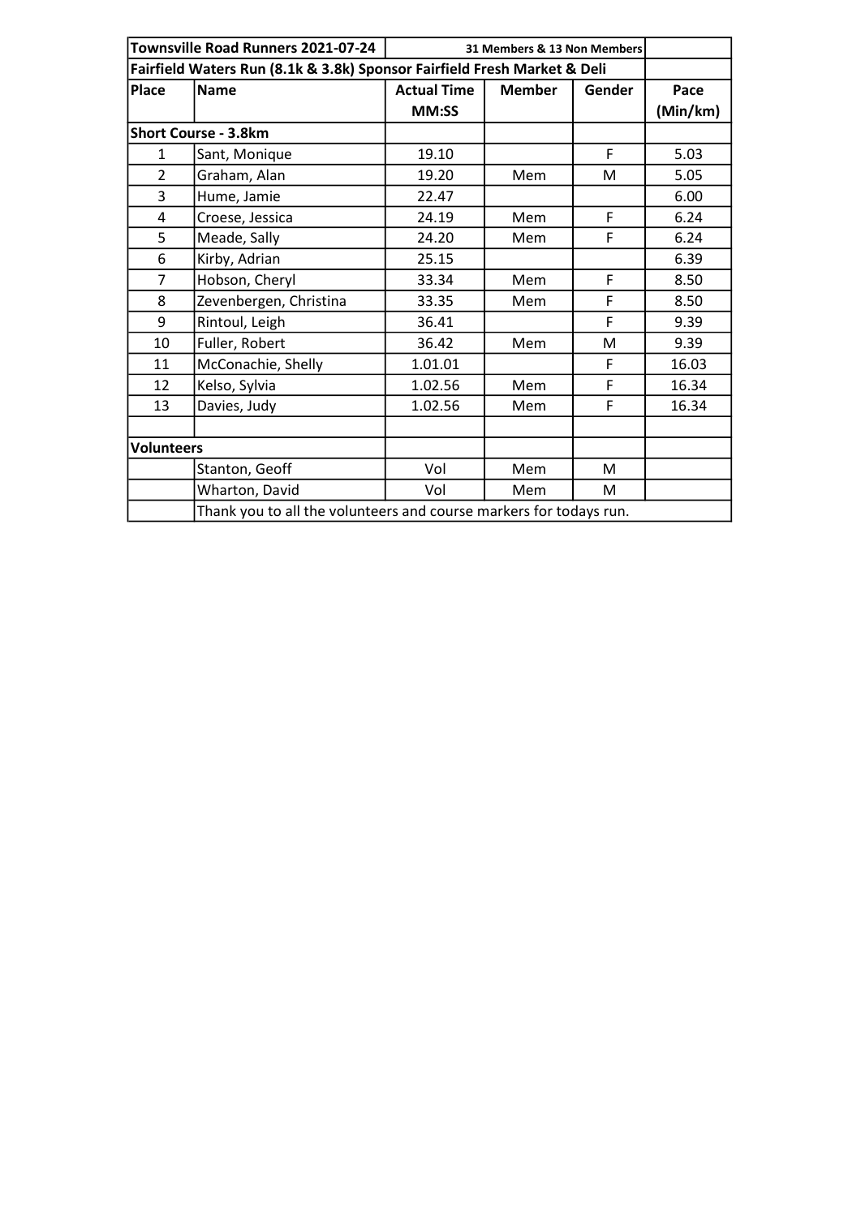| Townsville Road Runners 2021-07-24 | | 31 Members & 13 Non Members | | | |
|---|---|---|---|---|---|
| Fairfield Waters Run (8.1k & 3.8k) Sponsor Fairfield Fresh Market & Deli | | | | | |
| Place | Name | Actual Time MM:SS | Member | Gender | Pace (Min/km) |
| Short Course - 3.8km | | | | | |
| 1 | Sant, Monique | 19.10 | | F | 5.03 |
| 2 | Graham, Alan | 19.20 | Mem | M | 5.05 |
| 3 | Hume, Jamie | 22.47 | | | 6.00 |
| 4 | Croese, Jessica | 24.19 | Mem | F | 6.24 |
| 5 | Meade, Sally | 24.20 | Mem | F | 6.24 |
| 6 | Kirby, Adrian | 25.15 | | | 6.39 |
| 7 | Hobson, Cheryl | 33.34 | Mem | F | 8.50 |
| 8 | Zevenbergen, Christina | 33.35 | Mem | F | 8.50 |
| 9 | Rintoul, Leigh | 36.41 | | F | 9.39 |
| 10 | Fuller, Robert | 36.42 | Mem | M | 9.39 |
| 11 | McConachie, Shelly | 1.01.01 | | F | 16.03 |
| 12 | Kelso, Sylvia | 1.02.56 | Mem | F | 16.34 |
| 13 | Davies, Judy | 1.02.56 | Mem | F | 16.34 |
| | | | | | |
| Volunteers | | | | | |
| | Stanton, Geoff | Vol | Mem | M | |
| | Wharton, David | Vol | Mem | M | |
| | Thank you to all the volunteers and course markers for todays run. | | | | |